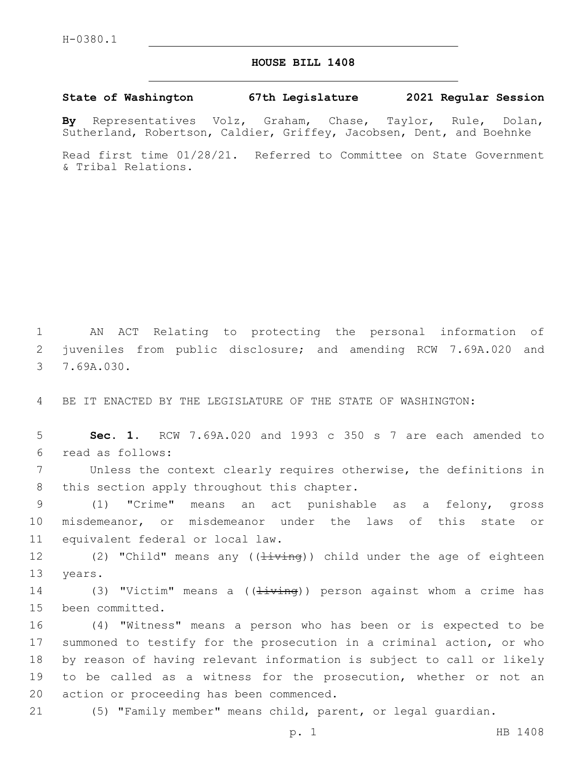H-0380.1

# HOUSE BILL 1408

**State of Washington 67th Legislature 2021 Regular Session**

**By** Representatives Volz, Graham, Chase, Taylor, Rule, Dolan, Sutherland, Robertson, Caldier, Griffey, Jacobsen, Dent, and Boehnke

Read first time 01/28/21. Referred to Committee on State Government & Tribal Relations.

AN ACT Relating to protecting the personal information of juveniles from public disclosure; and amending RCW 7.69A.020 and 7.69A.030.

BE IT ENACTED BY THE LEGISLATURE OF THE STATE OF WASHINGTON:

**Sec. 1.** RCW 7.69A.020 and 1993 c 350 s 7 are each amended to read as follows:

Unless the context clearly requires otherwise, the definitions in this section apply throughout this chapter.

(1) "Crime" means an act punishable as a felony, gross misdemeanor, or misdemeanor under the laws of this state or equivalent federal or local law.

(2) "Child" means any ((~~living~~)) child under the age of eighteen years.

(3) "Victim" means a ((~~living~~)) person against whom a crime has been committed.

(4) "Witness" means a person who has been or is expected to be summoned to testify for the prosecution in a criminal action, or who by reason of having relevant information is subject to call or likely to be called as a witness for the prosecution, whether or not an action or proceeding has been commenced.

(5) "Family member" means child, parent, or legal guardian.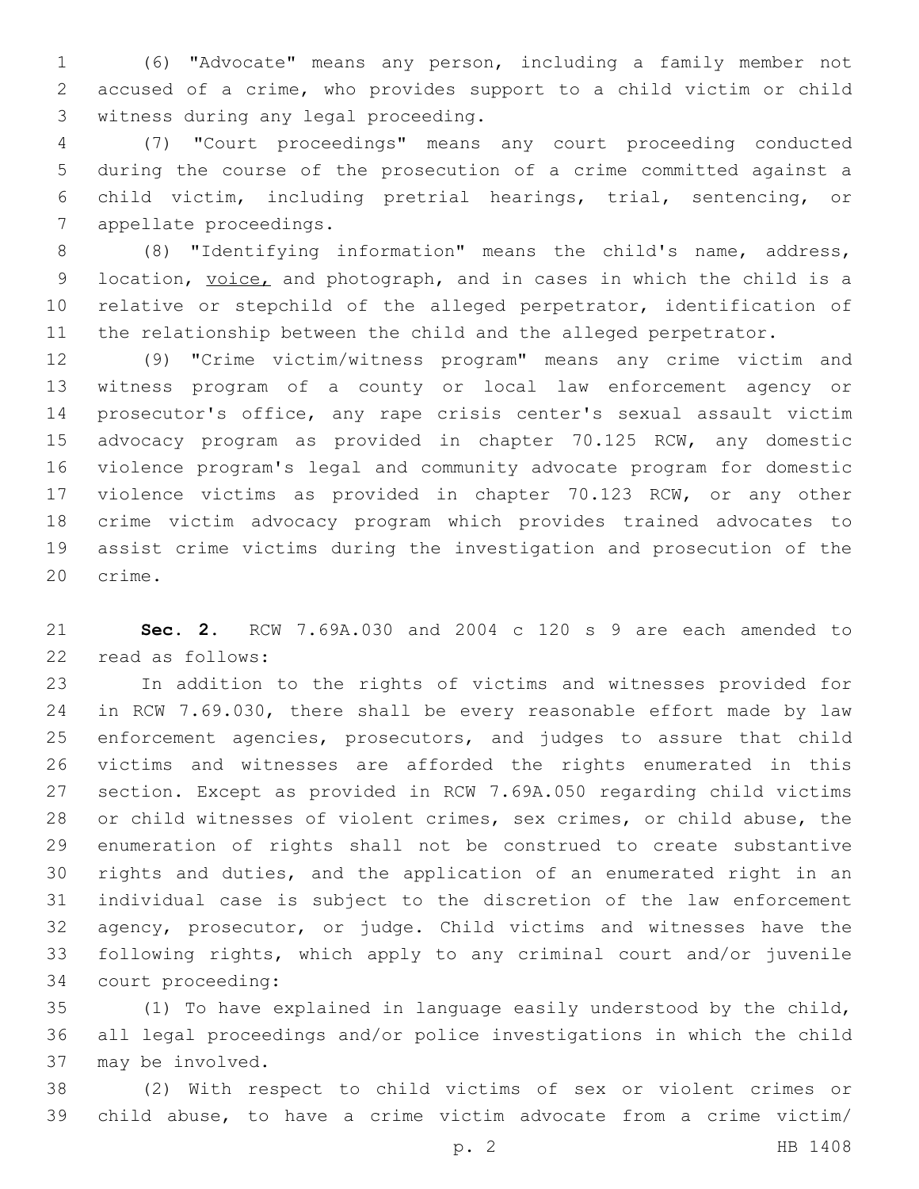(6) "Advocate" means any person, including a family member not accused of a crime, who provides support to a child victim or child witness during any legal proceeding.

(7) "Court proceedings" means any court proceeding conducted during the course of the prosecution of a crime committed against a child victim, including pretrial hearings, trial, sentencing, or appellate proceedings.

(8) "Identifying information" means the child's name, address, location, <u>voice,</u> and photograph, and in cases in which the child is a relative or stepchild of the alleged perpetrator, identification of the relationship between the child and the alleged perpetrator.

(9) "Crime victim/witness program" means any crime victim and witness program of a county or local law enforcement agency or prosecutor's office, any rape crisis center's sexual assault victim advocacy program as provided in chapter 70.125 RCW, any domestic violence program's legal and community advocate program for domestic violence victims as provided in chapter 70.123 RCW, or any other crime victim advocacy program which provides trained advocates to assist crime victims during the investigation and prosecution of the crime.

**Sec. 2.** RCW 7.69A.030 and 2004 c 120 s 9 are each amended to read as follows:

In addition to the rights of victims and witnesses provided for in RCW 7.69.030, there shall be every reasonable effort made by law enforcement agencies, prosecutors, and judges to assure that child victims and witnesses are afforded the rights enumerated in this section. Except as provided in RCW 7.69A.050 regarding child victims or child witnesses of violent crimes, sex crimes, or child abuse, the enumeration of rights shall not be construed to create substantive rights and duties, and the application of an enumerated right in an individual case is subject to the discretion of the law enforcement agency, prosecutor, or judge. Child victims and witnesses have the following rights, which apply to any criminal court and/or juvenile court proceeding:

(1) To have explained in language easily understood by the child, all legal proceedings and/or police investigations in which the child may be involved.

(2) With respect to child victims of sex or violent crimes or child abuse, to have a crime victim advocate from a crime victim/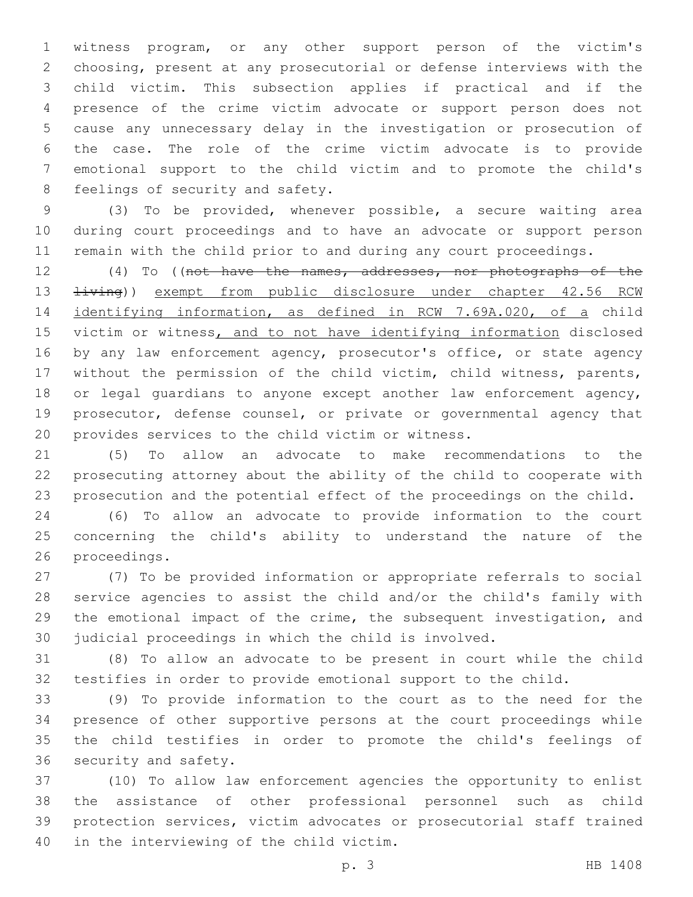witness program, or any other support person of the victim's choosing, present at any prosecutorial or defense interviews with the child victim. This subsection applies if practical and if the presence of the crime victim advocate or support person does not cause any unnecessary delay in the investigation or prosecution of the case. The role of the crime victim advocate is to provide emotional support to the child victim and to promote the child's feelings of security and safety.

(3) To be provided, whenever possible, a secure waiting area during court proceedings and to have an advocate or support person remain with the child prior to and during any court proceedings.

(4) To ((~~not have the names, addresses, nor photographs of the living~~)) exempt from public disclosure under chapter 42.56 RCW identifying information, as defined in RCW 7.69A.020, of a child victim or witness, and to not have identifying information disclosed by any law enforcement agency, prosecutor's office, or state agency without the permission of the child victim, child witness, parents, or legal guardians to anyone except another law enforcement agency, prosecutor, defense counsel, or private or governmental agency that provides services to the child victim or witness.

(5) To allow an advocate to make recommendations to the prosecuting attorney about the ability of the child to cooperate with prosecution and the potential effect of the proceedings on the child.

(6) To allow an advocate to provide information to the court concerning the child's ability to understand the nature of the proceedings.

(7) To be provided information or appropriate referrals to social service agencies to assist the child and/or the child's family with the emotional impact of the crime, the subsequent investigation, and judicial proceedings in which the child is involved.

(8) To allow an advocate to be present in court while the child testifies in order to provide emotional support to the child.

(9) To provide information to the court as to the need for the presence of other supportive persons at the court proceedings while the child testifies in order to promote the child's feelings of security and safety.

(10) To allow law enforcement agencies the opportunity to enlist the assistance of other professional personnel such as child protection services, victim advocates or prosecutorial staff trained in the interviewing of the child victim.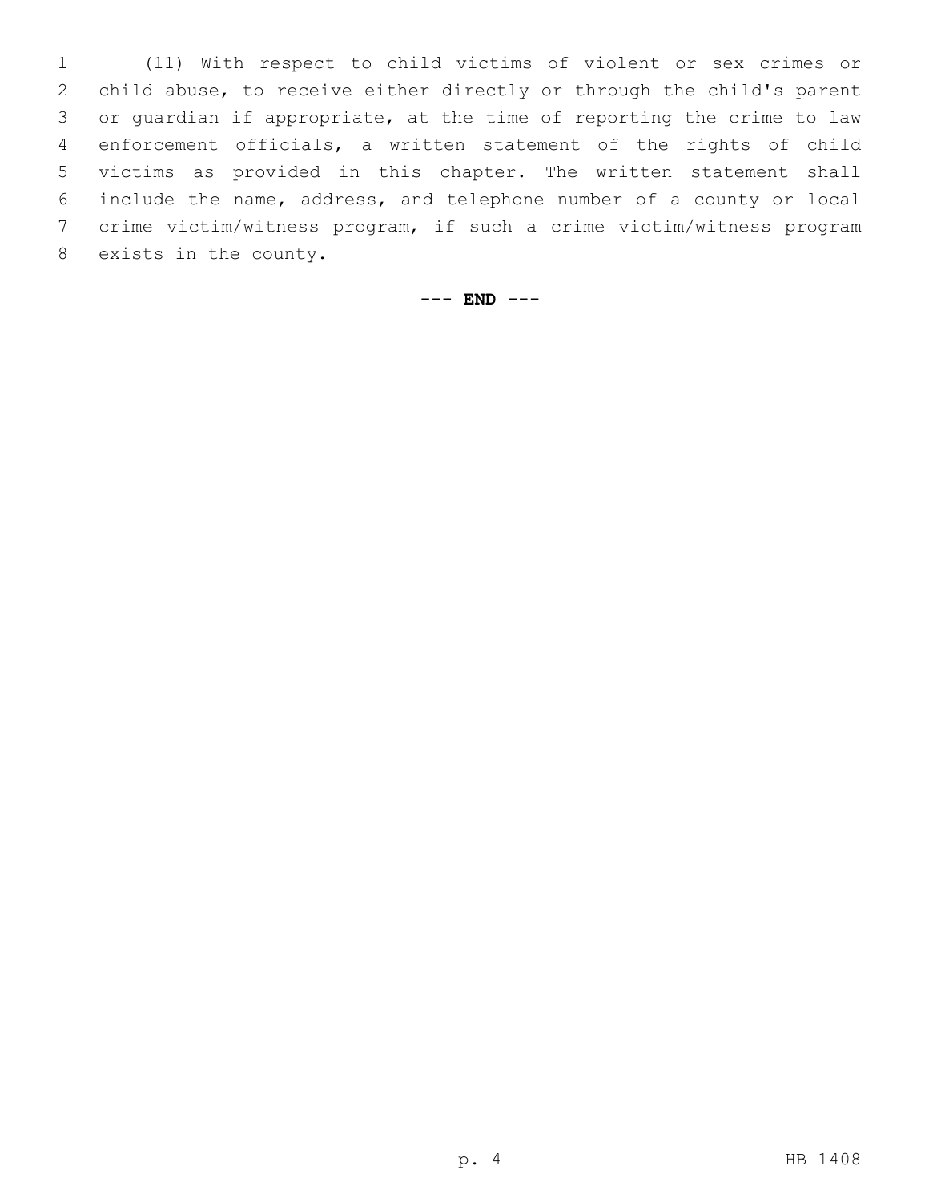(11) With respect to child victims of violent or sex crimes or child abuse, to receive either directly or through the child's parent or guardian if appropriate, at the time of reporting the crime to law enforcement officials, a written statement of the rights of child victims as provided in this chapter. The written statement shall include the name, address, and telephone number of a county or local crime victim/witness program, if such a crime victim/witness program exists in the county.

**--- END ---**